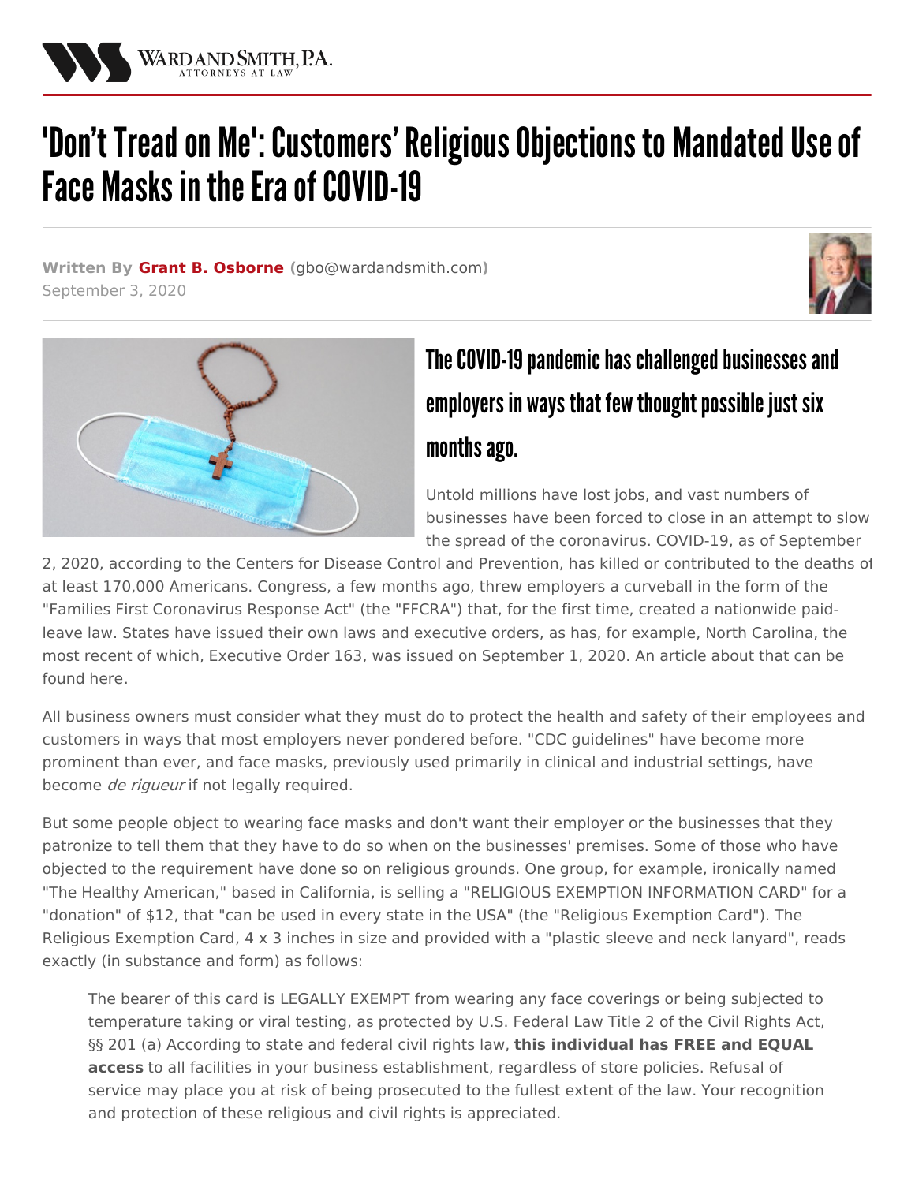# 'Don't Tread on Me': Customers' Religious Objections to Mandated Use of Face Masks in the Era of COVID-19

**Written By Grant B. Osborne** (gbo@wardandsmith.com)
September 3, 2020

## The COVID-19 pandemic has challenged businesses and employers in ways that few thought possible just six months ago.

Untold millions have lost jobs, and vast numbers of businesses have been forced to close in an attempt to slow the spread of the coronavirus. COVID-19, as of September 2, 2020, according to the Centers for Disease Control and Prevention, has killed or contributed to the deaths of at least 170,000 Americans. Congress, a few months ago, threw employers a curveball in the form of the "Families First Coronavirus Response Act" (the "FFCRA") that, for the first time, created a nationwide paid-leave law. States have issued their own laws and executive orders, as has, for example, North Carolina, the most recent of which, Executive Order 163, was issued on September 1, 2020. An article about that can be found here.

All business owners must consider what they must do to protect the health and safety of their employees and customers in ways that most employers never pondered before. "CDC guidelines" have become more prominent than ever, and face masks, previously used primarily in clinical and industrial settings, have become *de rigueur* if not legally required.

But some people object to wearing face masks and don't want their employer or the businesses that they patronize to tell them that they have to do so when on the businesses' premises. Some of those who have objected to the requirement have done so on religious grounds. One group, for example, ironically named "The Healthy American," based in California, is selling a "RELIGIOUS EXEMPTION INFORMATION CARD" for a "donation" of $12, that "can be used in every state in the USA" (the "Religious Exemption Card"). The Religious Exemption Card, 4 x 3 inches in size and provided with a "plastic sleeve and neck lanyard", reads exactly (in substance and form) as follows:

> The bearer of this card is LEGALLY EXEMPT from wearing any face coverings or being subjected to temperature taking or viral testing, as protected by U.S. Federal Law Title 2 of the Civil Rights Act, §§ 201 (a) According to state and federal civil rights law, **this individual has FREE and EQUAL access** to all facilities in your business establishment, regardless of store policies. Refusal of service may place you at risk of being prosecuted to the fullest extent of the law. Your recognition and protection of these religious and civil rights is appreciated.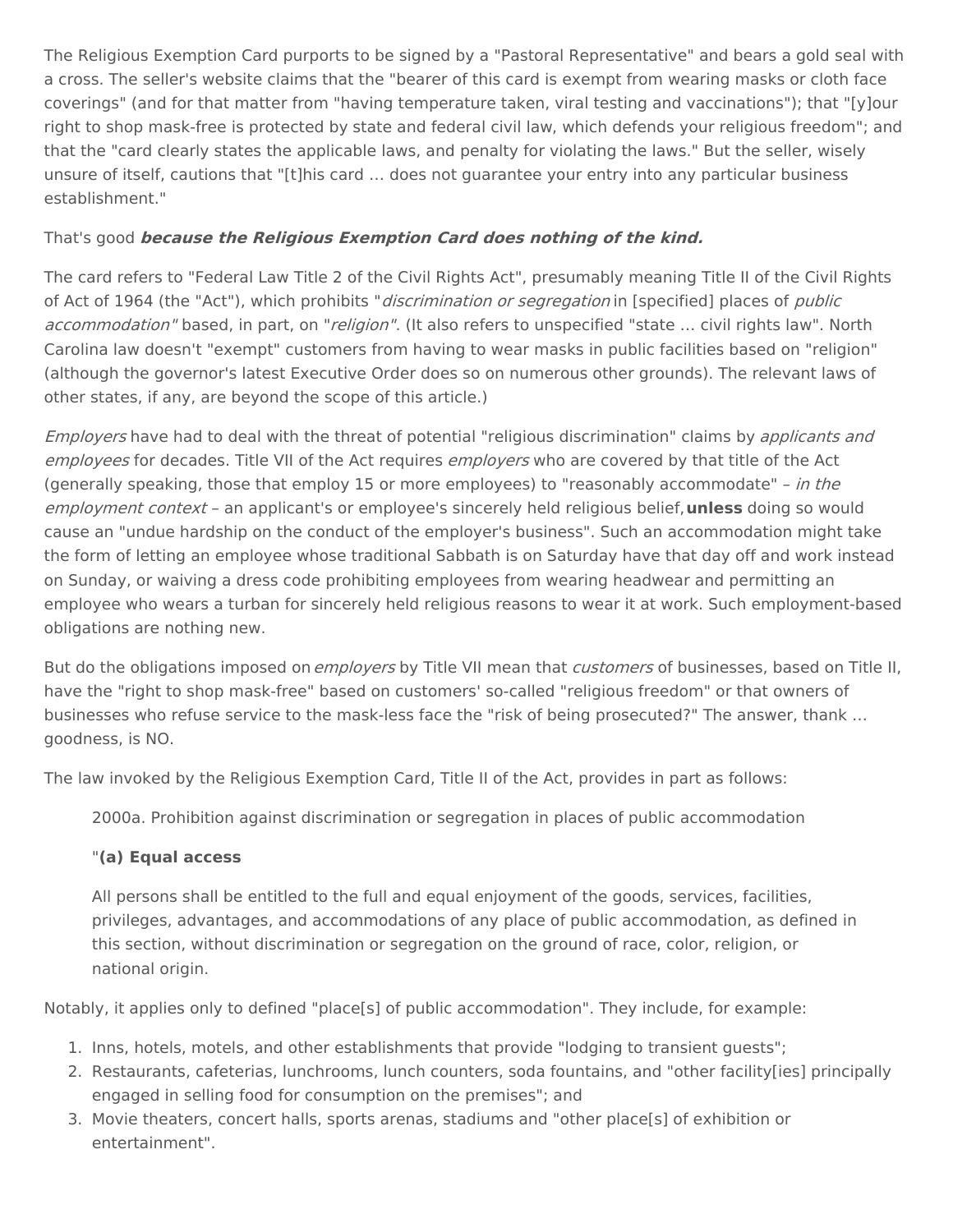The Religious Exemption Card purports to be signed by a "Pastoral Representative" and bears a gold seal with a cross. The seller's website claims that the "bearer of this card is exempt from wearing masks or cloth face coverings" (and for that matter from "having temperature taken, viral testing and vaccinations"); that "[y]our right to shop mask-free is protected by state and federal civil law, which defends your religious freedom"; and that the "card clearly states the applicable laws, and penalty for violating the laws." But the seller, wisely unsure of itself, cautions that "[t]his card … does not guarantee your entry into any particular business establishment."

That's good ***because the Religious Exemption Card does nothing of the kind.***

The card refers to "Federal Law Title 2 of the Civil Rights Act", presumably meaning Title II of the Civil Rights of Act of 1964 (the "Act"), which prohibits "*discrimination or segregation* in [specified] places of *public accommodation*" based, in part, on "*religion*". (It also refers to unspecified "state … civil rights law". North Carolina law doesn't "exempt" customers from having to wear masks in public facilities based on "religion" (although the governor's latest Executive Order does so on numerous other grounds). The relevant laws of other states, if any, are beyond the scope of this article.)

*Employers* have had to deal with the threat of potential "religious discrimination" claims by *applicants and employees* for decades. Title VII of the Act requires *employers* who are covered by that title of the Act (generally speaking, those that employ 15 or more employees) to "reasonably accommodate" – *in the employment context* – an applicant's or employee's sincerely held religious belief, **unless** doing so would cause an "undue hardship on the conduct of the employer's business". Such an accommodation might take the form of letting an employee whose traditional Sabbath is on Saturday have that day off and work instead on Sunday, or waiving a dress code prohibiting employees from wearing headwear and permitting an employee who wears a turban for sincerely held religious reasons to wear it at work. Such employment-based obligations are nothing new.

But do the obligations imposed on *employers* by Title VII mean that *customers* of businesses, based on Title II, have the "right to shop mask-free" based on customers' so-called "religious freedom" or that owners of businesses who refuse service to the mask-less face the "risk of being prosecuted?" The answer, thank … goodness, is NO.

The law invoked by the Religious Exemption Card, Title II of the Act, provides in part as follows:

> 2000a. Prohibition against discrimination or segregation in places of public accommodation
>
> "**(a) Equal access**
>
> All persons shall be entitled to the full and equal enjoyment of the goods, services, facilities, privileges, advantages, and accommodations of any place of public accommodation, as defined in this section, without discrimination or segregation on the ground of race, color, religion, or national origin.

Notably, it applies only to defined "place[s] of public accommodation". They include, for example:

1. Inns, hotels, motels, and other establishments that provide "lodging to transient guests";
2. Restaurants, cafeterias, lunchrooms, lunch counters, soda fountains, and "other facility[ies] principally engaged in selling food for consumption on the premises"; and
3. Movie theaters, concert halls, sports arenas, stadiums and "other place[s] of exhibition or entertainment".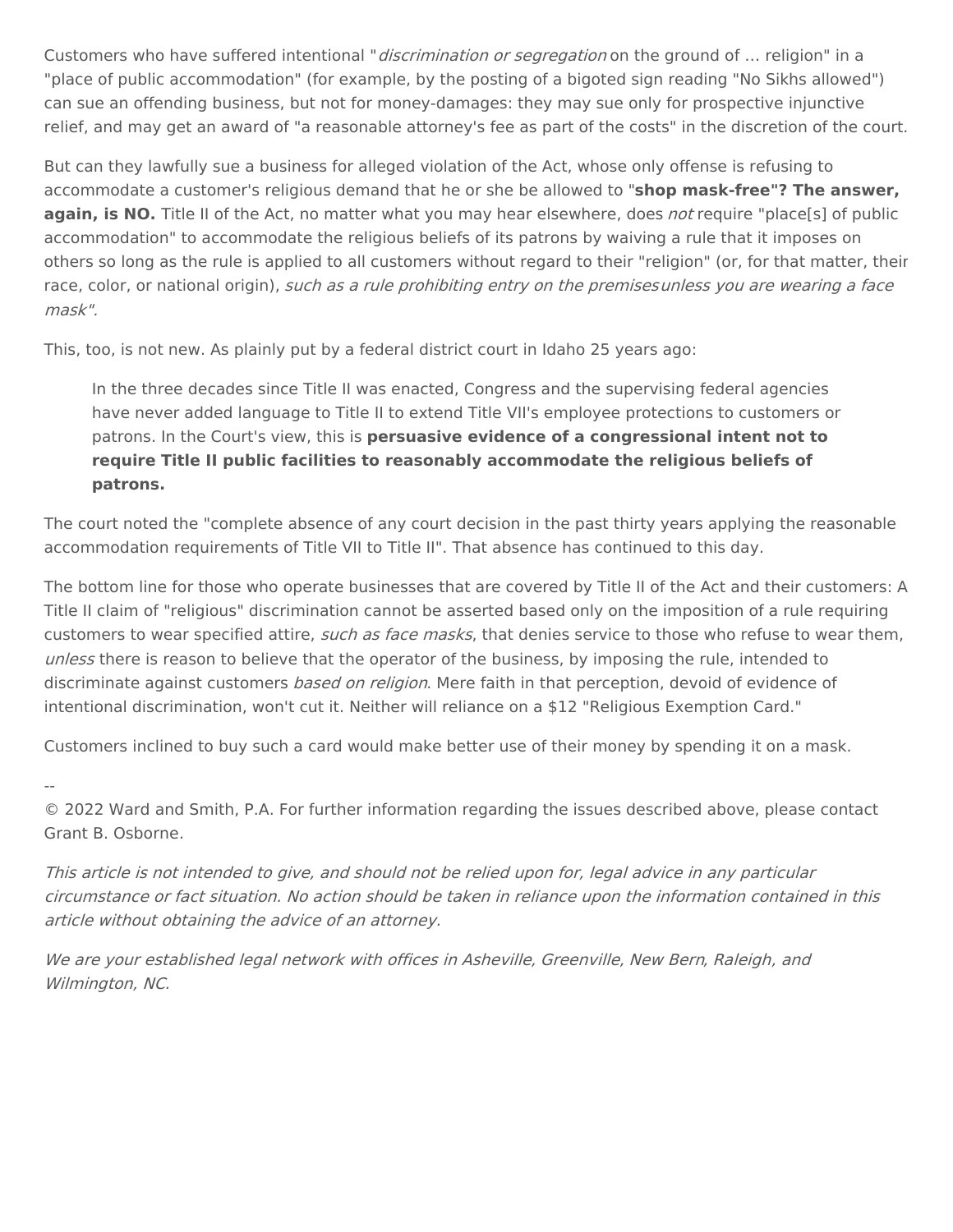Customers who have suffered intentional "*discrimination or segregation* on the ground of … religion" in a "place of public accommodation" (for example, by the posting of a bigoted sign reading "No Sikhs allowed") can sue an offending business, but not for money-damages: they may sue only for prospective injunctive relief, and may get an award of "a reasonable attorney's fee as part of the costs" in the discretion of the court.

But can they lawfully sue a business for alleged violation of the Act, whose only offense is refusing to accommodate a customer's religious demand that he or she be allowed to "**shop mask-free"? The answer, again, is NO.** Title II of the Act, no matter what you may hear elsewhere, does *not* require "place[s] of public accommodation" to accommodate the religious beliefs of its patrons by waiving a rule that it imposes on others so long as the rule is applied to all customers without regard to their "religion" (or, for that matter, their race, color, or national origin), *such as a rule prohibiting entry on the premises unless you are wearing a face mask".*

This, too, is not new. As plainly put by a federal district court in Idaho 25 years ago:

> In the three decades since Title II was enacted, Congress and the supervising federal agencies have never added language to Title II to extend Title VII's employee protections to customers or patrons. In the Court's view, this is **persuasive evidence of a congressional intent not to require Title II public facilities to reasonably accommodate the religious beliefs of patrons.**

The court noted the "complete absence of any court decision in the past thirty years applying the reasonable accommodation requirements of Title VII to Title II". That absence has continued to this day.

The bottom line for those who operate businesses that are covered by Title II of the Act and their customers: A Title II claim of "religious" discrimination cannot be asserted based only on the imposition of a rule requiring customers to wear specified attire, *such as face masks*, that denies service to those who refuse to wear them, *unless* there is reason to believe that the operator of the business, by imposing the rule, intended to discriminate against customers *based on religion*. Mere faith in that perception, devoid of evidence of intentional discrimination, won't cut it. Neither will reliance on a $12 "Religious Exemption Card."

Customers inclined to buy such a card would make better use of their money by spending it on a mask.

--

© 2022 Ward and Smith, P.A. For further information regarding the issues described above, please contact Grant B. Osborne.

*This article is not intended to give, and should not be relied upon for, legal advice in any particular circumstance or fact situation. No action should be taken in reliance upon the information contained in this article without obtaining the advice of an attorney.*

*We are your established legal network with offices in Asheville, Greenville, New Bern, Raleigh, and Wilmington, NC.*